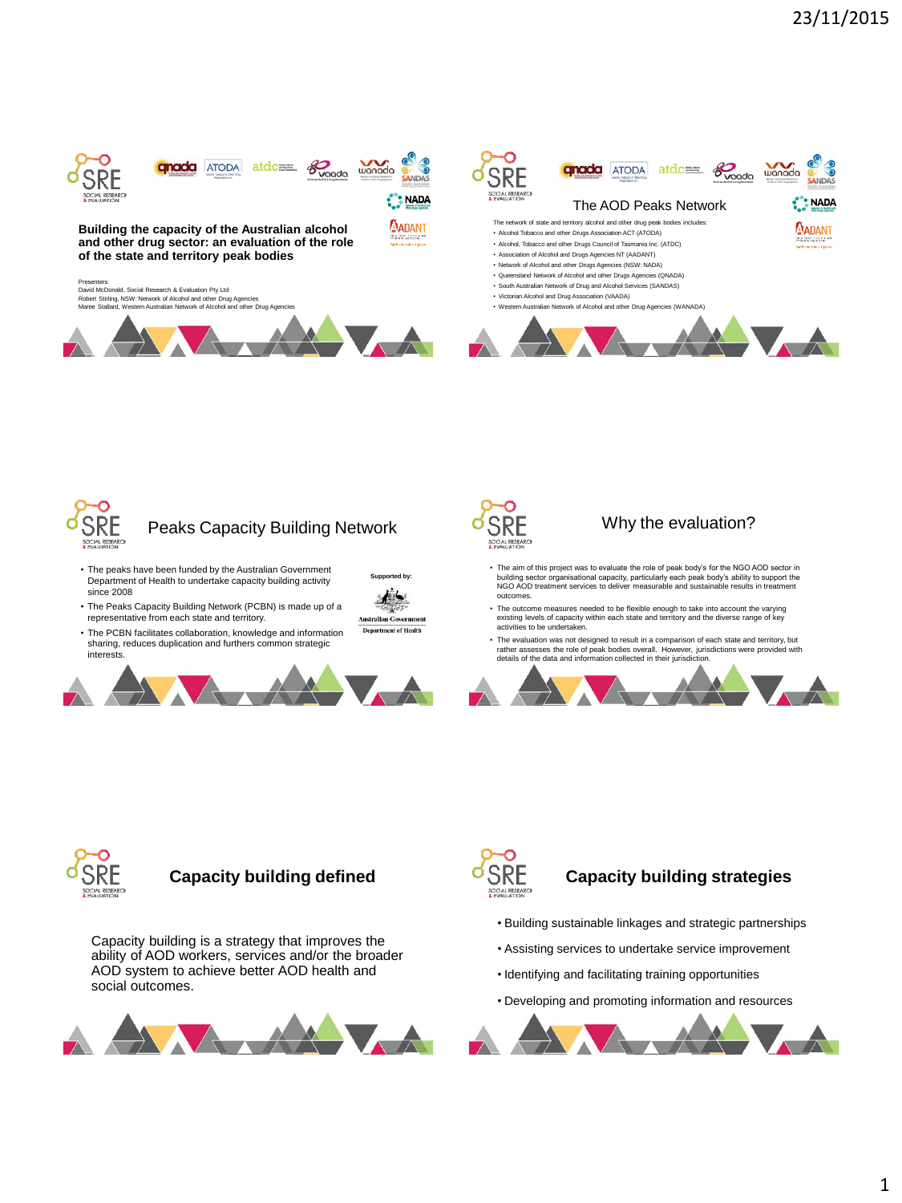## Building the capacity of the Australian alcohol and other drug sector: an evaluation of the role of the state and territory peak bodies

Presenters:
David McDonald, Social Research & Evaluation Pty Ltd
Robert Stirling, NSW: Network of Alcohol and other Drug Agencies
Maree Stallard, Western Australian Network of Alcohol and other Drug Agencies

## The AOD Peaks Network

The network of state and territory alcohol and other drug peak bodies includes:

- Alcohol Tobacco and other Drugs Association ACT (ATODA)
- Alcohol, Tobacco and other Drugs Council of Tasmania Inc. (ATDC)
- Association of Alcohol and Drugs Agencies NT (AADANT)
- Network of Alcohol and other Drugs Agencies (NSW: NADA)
- Queensland Network of Alcohol and other Drugs Agencies (QNADA)
- South Australian Network of Drug and Alcohol Services (SANDAS)
- Victorian Alcohol and Drug Association (VAADA)
- Western Australian Network of Alcohol and other Drug Agencies (WANADA)

## Peaks Capacity Building Network

- The peaks have been funded by the Australian Government Department of Health to undertake capacity building activity since 2008
- The Peaks Capacity Building Network (PCBN) is made up of a representative from each state and territory.
- The PCBN facilitates collaboration, knowledge and information sharing, reduces duplication and furthers common strategic interests.

Supported by:
Australian Government
Department of Health

## Why the evaluation?

- The aim of this project was to evaluate the role of peak body's for the NGO AOD sector in building sector organisational capacity, particularly each peak body's ability to support the NGO AOD treatment services to deliver measurable and sustainable results in treatment outcomes.
- The outcome measures needed to be flexible enough to take into account the varying existing levels of capacity within each state and territory and the diverse range of key activities to be undertaken.
- The evaluation was not designed to result in a comparison of each state and territory, but rather assesses the role of peak bodies overall. However, jurisdictions were provided with details of the data and information collected in their jurisdiction.

## Capacity building defined

Capacity building is a strategy that improves the ability of AOD workers, services and/or the broader AOD system to achieve better AOD health and social outcomes.

## Capacity building strategies

- Building sustainable linkages and strategic partnerships
- Assisting services to undertake service improvement
- Identifying and facilitating training opportunities
- Developing and promoting information and resources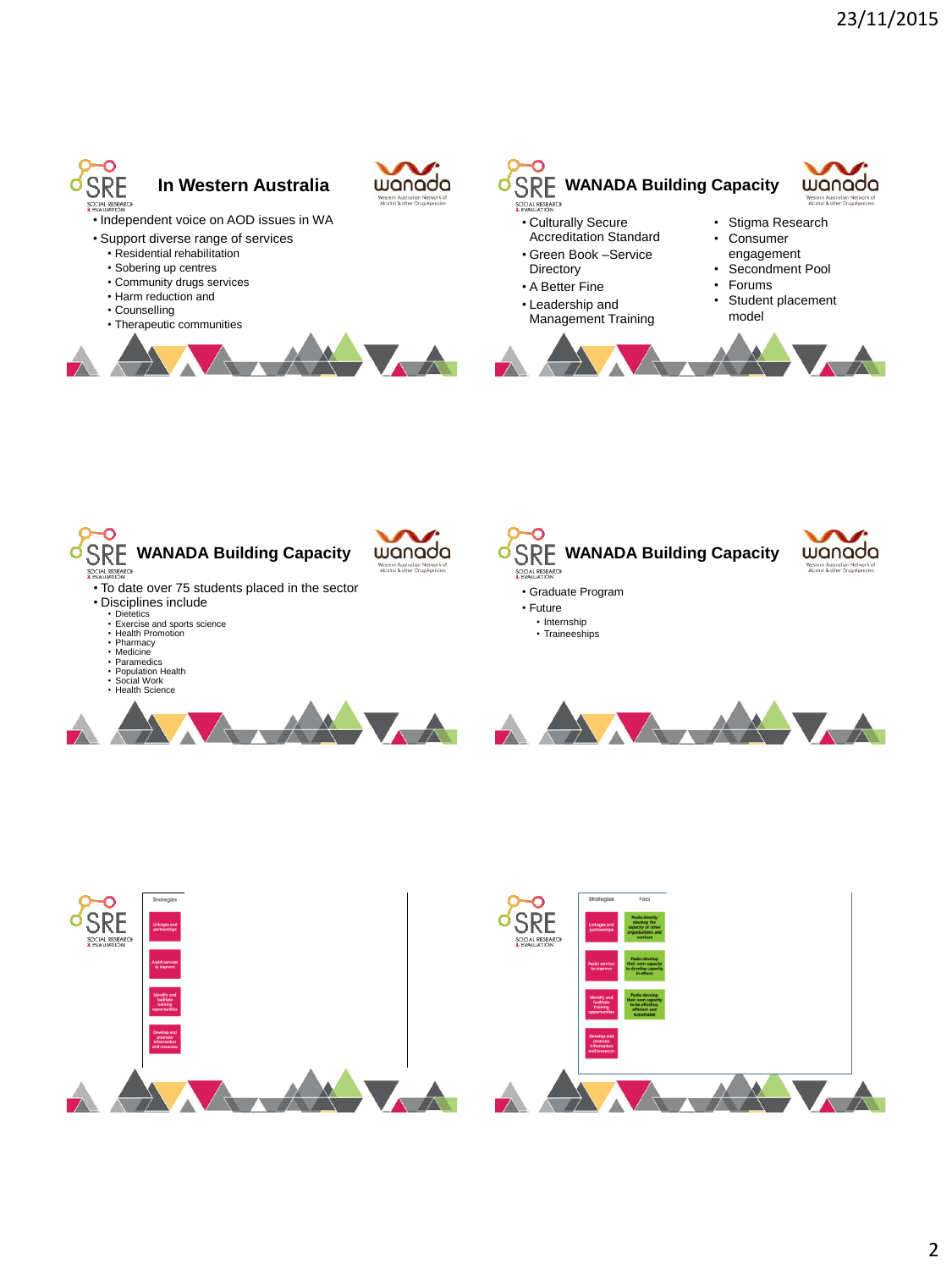## In Western Australia

- Independent voice on AOD issues in WA
- Support diverse range of services
  - Residential rehabilitation
  - Sobering up centres
  - Community drugs services
  - Harm reduction and
  - Counselling
  - Therapeutic communities

## WANADA Building Capacity

- Culturally Secure Accreditation Standard
- Green Book –Service Directory
- A Better Fine
- Leadership and Management Training
- Stigma Research
- Consumer engagement
- Secondment Pool
- Forums
- Student placement model

## WANADA Building Capacity

- To date over 75 students placed in the sector
- Disciplines include
  - Dietetics
  - Exercise and sports science
  - Health Promotion
  - Pharmacy
  - Medicine
  - Paramedics
  - Population Health
  - Social Work
  - Health Science

## WANADA Building Capacity

- Graduate Program
- Future
  - Internship
  - Traineeships

Strategies

- Linkages and partnerships
- Assist services to improve
- Identify and facilitate training opportunities
- Develop and promote information and resources

| Strategies | Foci |
|---|---|
| Linkages and partnerships | Peaks directly develop the capacity of other organisations and workers |
| Assist services to improve | Peaks develop their own capacity to develop capacity in others |
| Identify and facilitate training opportunities | Peaks develop their own capacity to be effective, efficient and sustainable |
| Develop and promote information and resources | |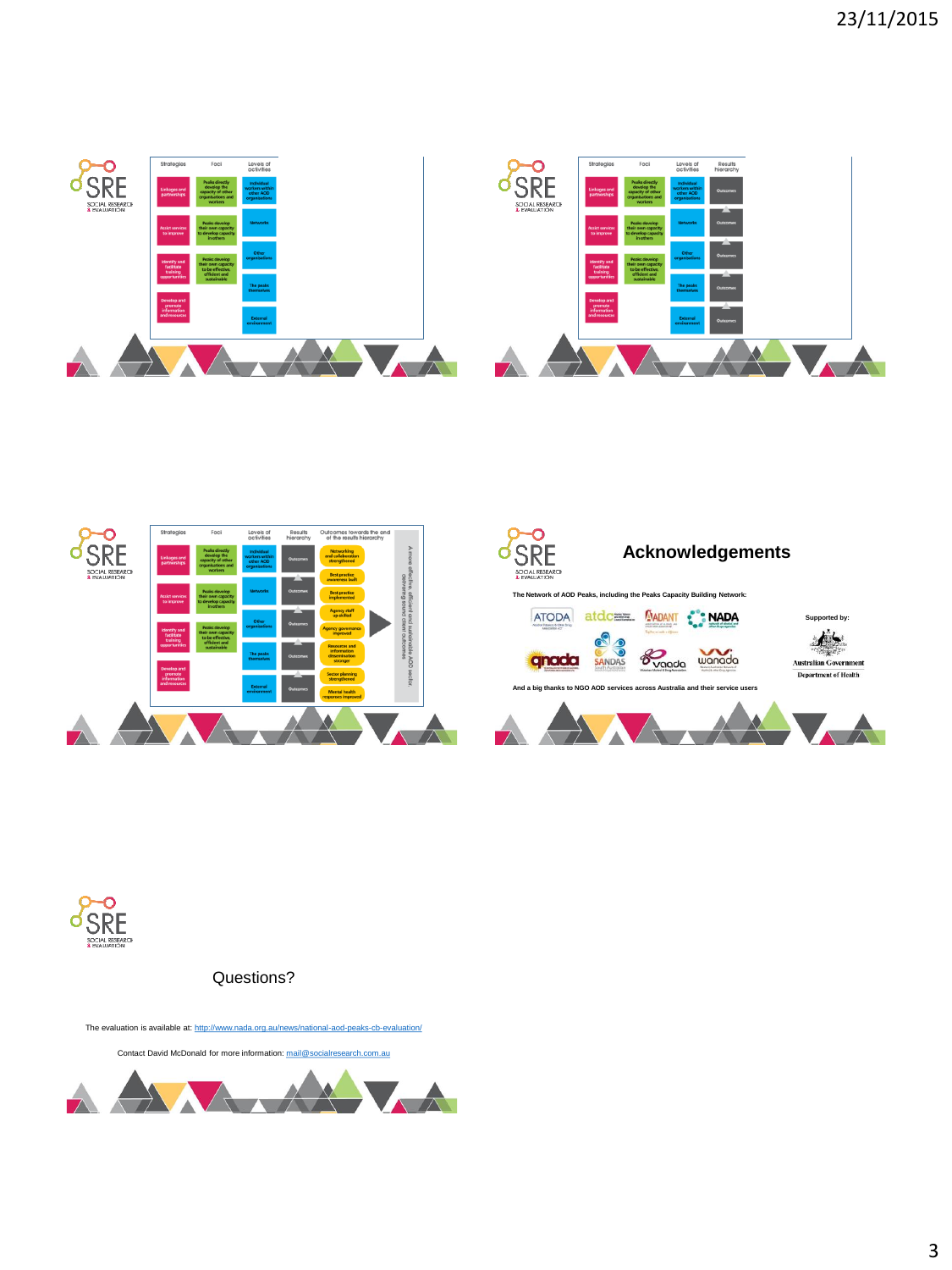SRE
SOCIAL RESEARCH & EVALUATION

Strategies | Foci | Levels of activities

Linkages and partnerships

Assist services to improve

Identify and facilitate training opportunities

Develop and promote information and resources

Peaks directly develop the capacity of other organisations and workers

Peaks develop their own capacity to develop capacity in others

Peaks develop their own capacity to be effective, efficient and sustainable

Individual workers within other AOD organisations

Networks

Other organisations

The peaks themselves

External environment

SRE
SOCIAL RESEARCH & EVALUATION

Strategies | Foci | Levels of activities | Results hierarchy

Linkages and partnerships

Assist services to improve

Identify and facilitate training opportunities

Develop and promote information and resources

Peaks directly develop the capacity of other organisations and workers

Peaks develop their own capacity to develop capacity in others

Peaks develop their own capacity to be effective, efficient and sustainable

Individual workers within other AOD organisations

Networks

Other organisations

The peaks themselves

External environment

Outcomes

Outcomes

Outcomes

Outcomes

Outcomes

SRE
SOCIAL RESEARCH & EVALUATION

Strategies | Foci | Levels of activities | Results hierarchy | Outcomes towards the end of the results hierarchy

Linkages and partnerships

Assist services to improve

Identify and facilitate training opportunities

Develop and promote information and resources

Peaks directly develop the capacity of other organisations and workers

Peaks develop their own capacity to develop capacity in others

Peaks develop their own capacity to be effective, efficient and sustainable

Individual workers within other AOD organisations

Networks

Other organisations

The peaks themselves

External environment

Outcomes

Outcomes

Outcomes

Outcomes

Outcomes

Networking and collaboration strengthened

Best practice awareness built

Best practice implemented

Agency staff up-skilled

Agency governance improved

Resources and information dissemination stronger

Sector planning strengthened

Mental health responses improved

A more effective, efficient and sustainable AOD sector delivering sound client outcomes

SRE
SOCIAL RESEARCH & EVALUATION

## Acknowledgements

**The Network of AOD Peaks, including the Peaks Capacity Building Network:**

ATODA, atdc, AADANT, NADA, qnada, SANDAS, vaada, wanada

**Supported by:**

Australian Government
Department of Health

**And a big thanks to NGO AOD services across Australia and their service users**

SRE
SOCIAL RESEARCH & EVALUATION

Questions?

The evaluation is available at: http://www.nada.org.au/news/national-aod-peaks-cb-evaluation/

Contact David McDonald for more information: mail@socialresearch.com.au